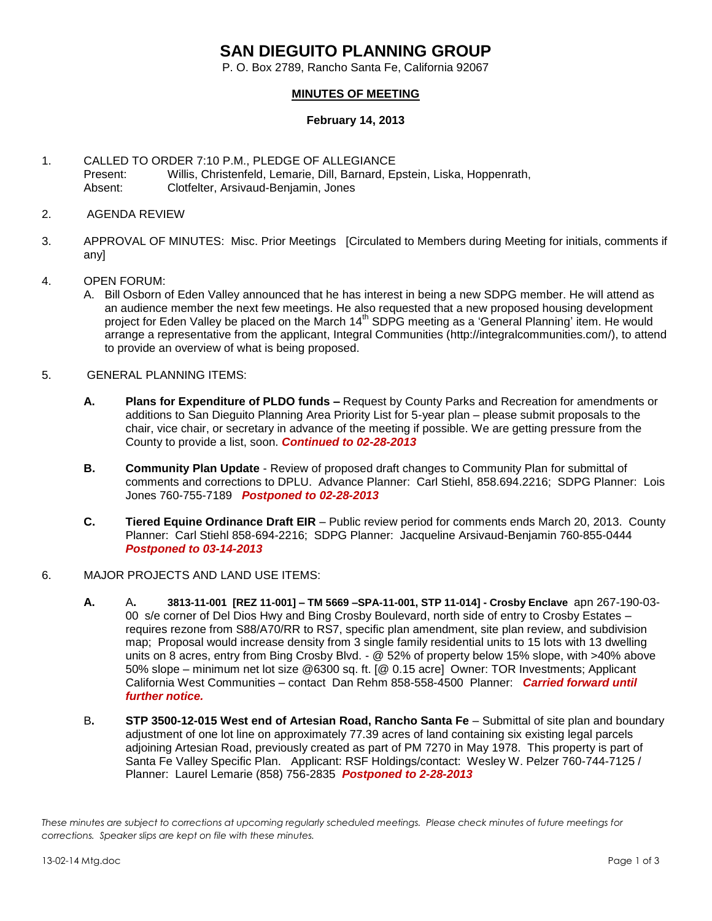# SAN DIEGUITO PLANNING GROUP

P. O. Box 2789, Rancho Santa Fe, California 92067

## MINUTES OF MEETING

**February 14, 2013**

1. CALLED TO ORDER 7:10 P.M., PLEDGE OF ALLEGIANCE
   Present: Willis, Christenfeld, Lemarie, Dill, Barnard, Epstein, Liska, Hoppenrath,
   Absent: Clotfelter, Arsivaud-Benjamin, Jones

2. AGENDA REVIEW

3. APPROVAL OF MINUTES: Misc. Prior Meetings [Circulated to Members during Meeting for initials, comments if any]

4. OPEN FORUM:
   A. Bill Osborn of Eden Valley announced that he has interest in being a new SDPG member. He will attend as an audience member the next few meetings. He also requested that a new proposed housing development project for Eden Valley be placed on the March 14th SDPG meeting as a 'General Planning' item. He would arrange a representative from the applicant, Integral Communities (http://integralcommunities.com/), to attend to provide an overview of what is being proposed.

5. GENERAL PLANNING ITEMS:

   **A. Plans for Expenditure of PLDO funds –** Request by County Parks and Recreation for amendments or additions to San Dieguito Planning Area Priority List for 5-year plan – please submit proposals to the chair, vice chair, or secretary in advance of the meeting if possible. We are getting pressure from the County to provide a list, soon. ***Continued to 02-28-2013***

   **B. Community Plan Update** - Review of proposed draft changes to Community Plan for submittal of comments and corrections to DPLU. Advance Planner: Carl Stiehl, 858.694.2216; SDPG Planner: Lois Jones 760-755-7189 ***Postponed to 02-28-2013***

   **C. Tiered Equine Ordinance Draft EIR** – Public review period for comments ends March 20, 2013. County Planner: Carl Stiehl 858-694-2216; SDPG Planner: Jacqueline Arsivaud-Benjamin 760-855-0444 ***Postponed to 03-14-2013***

6. MAJOR PROJECTS AND LAND USE ITEMS:

   **A.** A**. 3813-11-001 [REZ 11-001] – TM 5669 –SPA-11-001, STP 11-014] - Crosby Enclave** apn 267-190-03-00 s/e corner of Del Dios Hwy and Bing Crosby Boulevard, north side of entry to Crosby Estates – requires rezone from S88/A70/RR to RS7, specific plan amendment, site plan review, and subdivision map; Proposal would increase density from 3 single family residential units to 15 lots with 13 dwelling units on 8 acres, entry from Bing Crosby Blvd. - @ 52% of property below 15% slope, with >40% above 50% slope – minimum net lot size @6300 sq. ft. [@ 0.15 acre] Owner: TOR Investments; Applicant California West Communities – contact Dan Rehm 858-558-4500 Planner: ***Carried forward until further notice.***

   B**. STP 3500-12-015 West end of Artesian Road, Rancho Santa Fe** – Submittal of site plan and boundary adjustment of one lot line on approximately 77.39 acres of land containing six existing legal parcels adjoining Artesian Road, previously created as part of PM 7270 in May 1978. This property is part of Santa Fe Valley Specific Plan. Applicant: RSF Holdings/contact: Wesley W. Pelzer 760-744-7125 / Planner: Laurel Lemarie (858) 756-2835 ***Postponed to 2-28-2013***

*These minutes are subject to corrections at upcoming regularly scheduled meetings. Please check minutes of future meetings for corrections. Speaker slips are kept on file with these minutes.*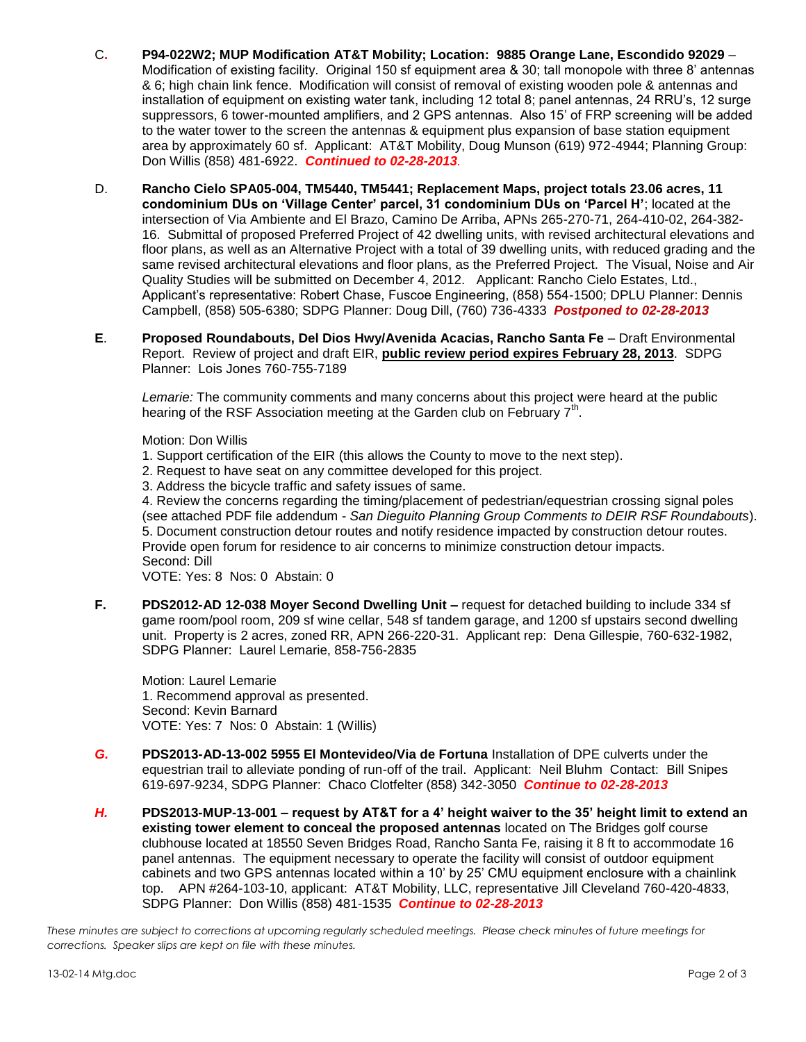C. **P94-022W2; MUP Modification AT&T Mobility; Location: 9885 Orange Lane, Escondido 92029** – Modification of existing facility. Original 150 sf equipment area & 30; tall monopole with three 8' antennas & 6; high chain link fence. Modification will consist of removal of existing wooden pole & antennas and installation of equipment on existing water tank, including 12 total 8; panel antennas, 24 RRU's, 12 surge suppressors, 6 tower-mounted amplifiers, and 2 GPS antennas. Also 15' of FRP screening will be added to the water tower to the screen the antennas & equipment plus expansion of base station equipment area by approximately 60 sf. Applicant: AT&T Mobility, Doug Munson (619) 972-4944; Planning Group: Don Willis (858) 481-6922. ***Continued to 02-28-2013***.

D. **Rancho Cielo SPA05-004, TM5440, TM5441; Replacement Maps, project totals 23.06 acres, 11 condominium DUs on 'Village Center' parcel, 31 condominium DUs on 'Parcel H'**; located at the intersection of Via Ambiente and El Brazo, Camino De Arriba, APNs 265-270-71, 264-410-02, 264-382-16. Submittal of proposed Preferred Project of 42 dwelling units, with revised architectural elevations and floor plans, as well as an Alternative Project with a total of 39 dwelling units, with reduced grading and the same revised architectural elevations and floor plans, as the Preferred Project. The Visual, Noise and Air Quality Studies will be submitted on December 4, 2012. Applicant: Rancho Cielo Estates, Ltd., Applicant's representative: Robert Chase, Fuscoe Engineering, (858) 554-1500; DPLU Planner: Dennis Campbell, (858) 505-6380; SDPG Planner: Doug Dill, (760) 736-4333 ***Postponed to 02-28-2013***

**E**. **Proposed Roundabouts, Del Dios Hwy/Avenida Acacias, Rancho Santa Fe** – Draft Environmental Report. Review of project and draft EIR, **public review period expires February 28, 2013**. SDPG Planner: Lois Jones 760-755-7189

*Lemarie:* The community comments and many concerns about this project were heard at the public hearing of the RSF Association meeting at the Garden club on February 7th.

Motion: Don Willis
1. Support certification of the EIR (this allows the County to move to the next step).
2. Request to have seat on any committee developed for this project.
3. Address the bicycle traffic and safety issues of same.
4. Review the concerns regarding the timing/placement of pedestrian/equestrian crossing signal poles (see attached PDF file addendum - *San Dieguito Planning Group Comments to DEIR RSF Roundabouts*).
5. Document construction detour routes and notify residence impacted by construction detour routes. Provide open forum for residence to air concerns to minimize construction detour impacts.
Second: Dill
VOTE: Yes: 8 Nos: 0 Abstain: 0

**F.** **PDS2012-AD 12-038 Moyer Second Dwelling Unit –** request for detached building to include 334 sf game room/pool room, 209 sf wine cellar, 548 sf tandem garage, and 1200 sf upstairs second dwelling unit. Property is 2 acres, zoned RR, APN 266-220-31. Applicant rep: Dena Gillespie, 760-632-1982, SDPG Planner: Laurel Lemarie, 858-756-2835

Motion: Laurel Lemarie
1. Recommend approval as presented.
Second: Kevin Barnard
VOTE: Yes: 7 Nos: 0 Abstain: 1 (Willis)

***G.*** **PDS2013-AD-13-002 5955 El Montevideo/Via de Fortuna** Installation of DPE culverts under the equestrian trail to alleviate ponding of run-off of the trail. Applicant: Neil Bluhm Contact: Bill Snipes 619-697-9234, SDPG Planner: Chaco Clotfelter (858) 342-3050 ***Continue to 02-28-2013***

***H.*** **PDS2013-MUP-13-001 – request by AT&T for a 4' height waiver to the 35' height limit to extend an existing tower element to conceal the proposed antennas** located on The Bridges golf course clubhouse located at 18550 Seven Bridges Road, Rancho Santa Fe, raising it 8 ft to accommodate 16 panel antennas. The equipment necessary to operate the facility will consist of outdoor equipment cabinets and two GPS antennas located within a 10' by 25' CMU equipment enclosure with a chainlink top. APN #264-103-10, applicant: AT&T Mobility, LLC, representative Jill Cleveland 760-420-4833, SDPG Planner: Don Willis (858) 481-1535 ***Continue to 02-28-2013***

*These minutes are subject to corrections at upcoming regularly scheduled meetings. Please check minutes of future meetings for corrections. Speaker slips are kept on file with these minutes.*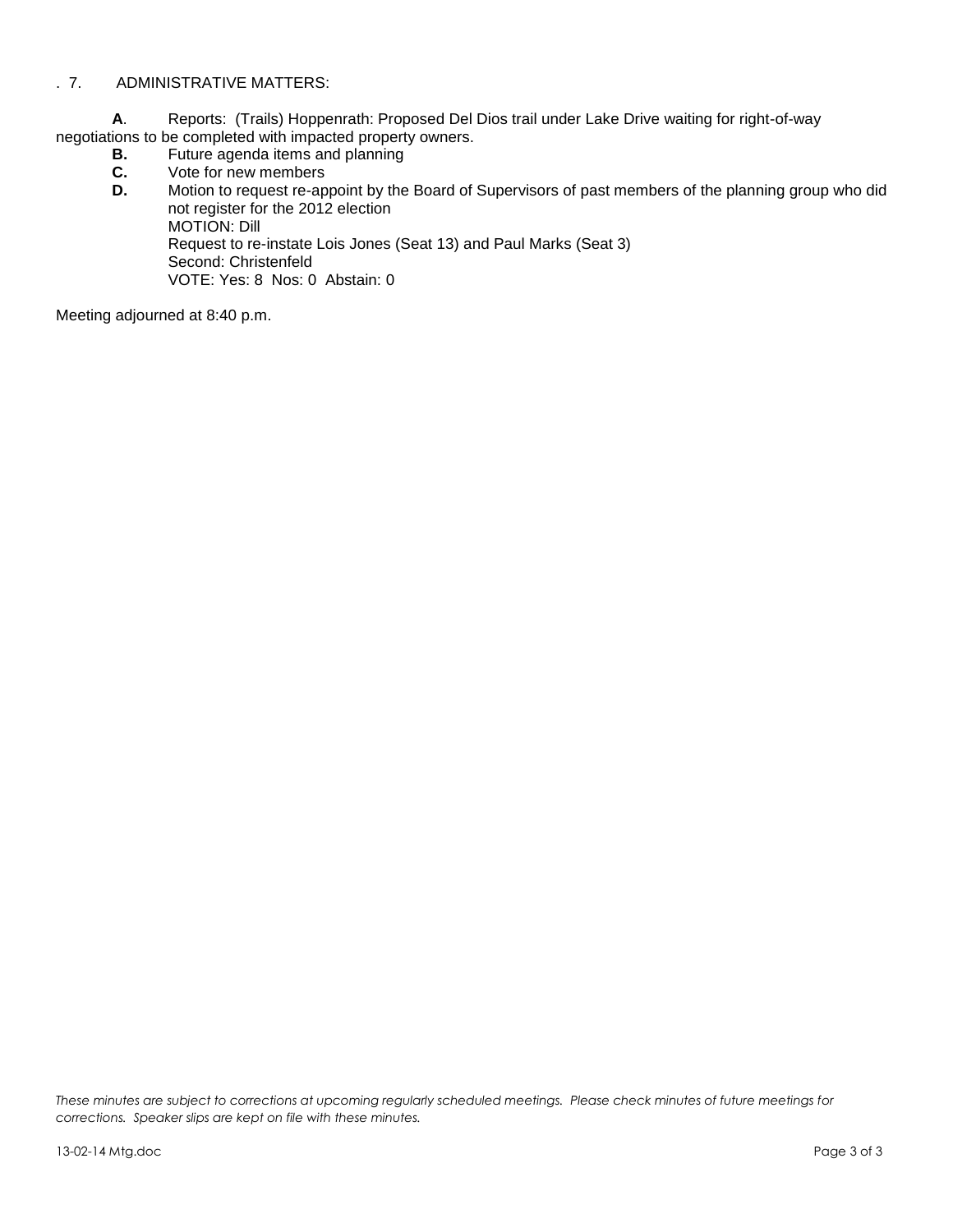. 7. ADMINISTRATIVE MATTERS:

**A**. Reports: (Trails) Hoppenrath: Proposed Del Dios trail under Lake Drive waiting for right-of-way negotiations to be completed with impacted property owners.

**B.** Future agenda items and planning

**C.** Vote for new members

**D.** Motion to request re-appoint by the Board of Supervisors of past members of the planning group who did not register for the 2012 election
MOTION: Dill
Request to re-instate Lois Jones (Seat 13) and Paul Marks (Seat 3)
Second: Christenfeld
VOTE: Yes: 8 Nos: 0 Abstain: 0

Meeting adjourned at 8:40 p.m.

*These minutes are subject to corrections at upcoming regularly scheduled meetings. Please check minutes of future meetings for corrections. Speaker slips are kept on file with these minutes.*